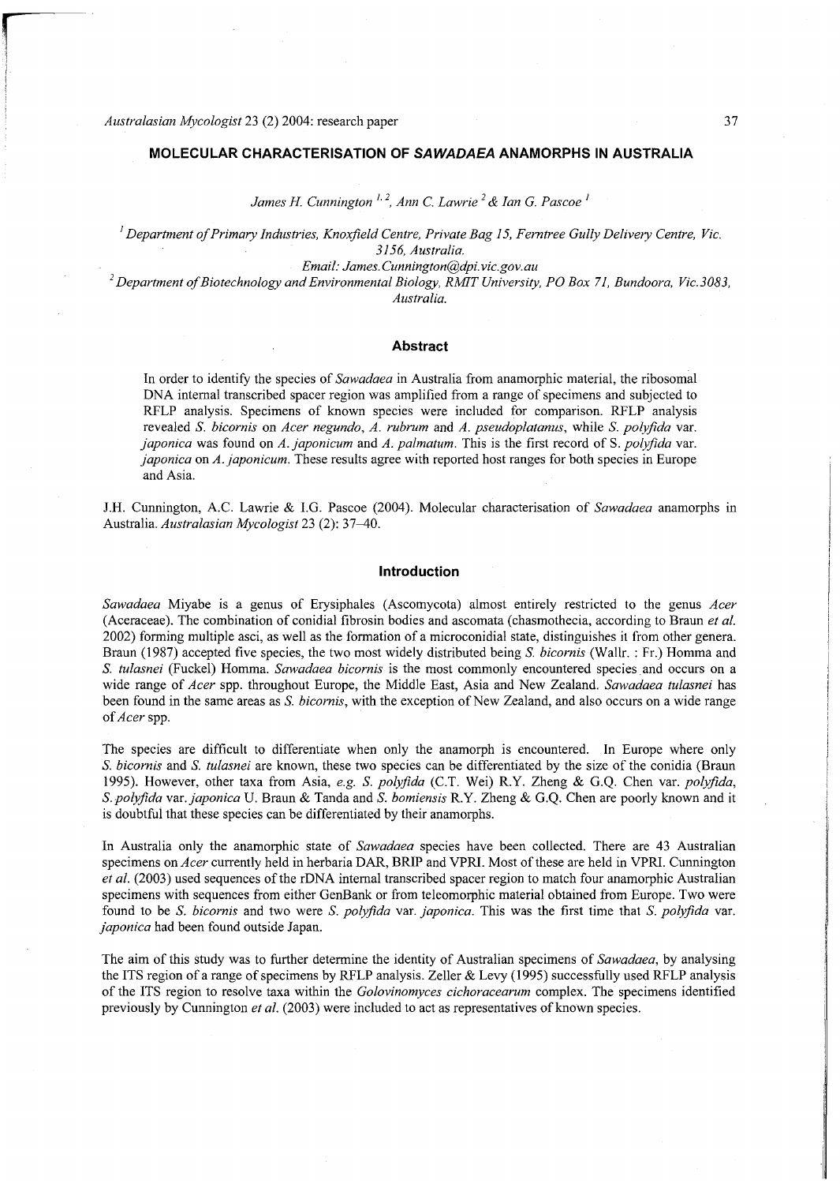# MOLECULAR CHARACTERISATION OF *SAWADAEA* ANAMORPHS IN AUSTRALIA

*James H. Cunnington* [1, 2], *Ann C. Lawrie* [2] *& Ian G. Pascoe* [1]

[1] *Department of Primary Industries, Knoxfield Centre, Private Bag 15, Ferntree Gully Delivery Centre, Vic. 3156, Australia.*
*Email: James.Cunnington@dpi.vic.gov.au*

[2] *Department of Biotechnology and Environmental Biology, RMIT University, PO Box 71, Bundoora, Vic. 3083, Australia.*

## Abstract

In order to identify the species of *Sawadaea* in Australia from anamorphic material, the ribosomal DNA internal transcribed spacer region was amplified from a range of specimens and subjected to RFLP analysis. Specimens of known species were included for comparison. RFLP analysis revealed *S. bicornis* on *Acer negundo*, *A. rubrum* and *A. pseudoplatanus*, while *S. polyfida* var. *japonica* was found on *A. japonicum* and *A. palmatum*. This is the first record of S. *polyfida* var. *japonica* on *A. japonicum*. These results agree with reported host ranges for both species in Europe and Asia.

J.H. Cunnington, A.C. Lawrie & I.G. Pascoe (2004). Molecular characterisation of *Sawadaea* anamorphs in Australia. *Australasian Mycologist* 23 (2): 37–40.

## Introduction

*Sawadaea* Miyabe is a genus of Erysiphales (Ascomycota) almost entirely restricted to the genus *Acer* (Aceraceae). The combination of conidial fibrosin bodies and ascomata (chasmothecia, according to Braun *et al.* 2002) forming multiple asci, as well as the formation of a microconidial state, distinguishes it from other genera. Braun (1987) accepted five species, the two most widely distributed being *S. bicornis* (Wallr. : Fr.) Homma and *S. tulasnei* (Fuckel) Homma. *Sawadaea bicornis* is the most commonly encountered species and occurs on a wide range of *Acer* spp. throughout Europe, the Middle East, Asia and New Zealand. *Sawadaea tulasnei* has been found in the same areas as *S. bicornis*, with the exception of New Zealand, and also occurs on a wide range of *Acer* spp.

The species are difficult to differentiate when only the anamorph is encountered. In Europe where only *S. bicornis* and *S. tulasnei* are known, these two species can be differentiated by the size of the conidia (Braun 1995). However, other taxa from Asia, *e.g. S. polyfida* (C.T. Wei) R.Y. Zheng & G.Q. Chen var. *polyfida*, *S. polyfida* var. *japonica* U. Braun & Tanda and *S. bomiensis* R.Y. Zheng & G.Q. Chen are poorly known and it is doubtful that these species can be differentiated by their anamorphs.

In Australia only the anamorphic state of *Sawadaea* species have been collected. There are 43 Australian specimens on *Acer* currently held in herbaria DAR, BRIP and VPRI. Most of these are held in VPRI. Cunnington *et al.* (2003) used sequences of the rDNA internal transcribed spacer region to match four anamorphic Australian specimens with sequences from either GenBank or from teleomorphic material obtained from Europe. Two were found to be *S. bicornis* and two were *S. polyfida* var. *japonica*. This was the first time that *S. polyfida* var. *japonica* had been found outside Japan.

The aim of this study was to further determine the identity of Australian specimens of *Sawadaea*, by analysing the ITS region of a range of specimens by RFLP analysis. Zeller & Levy (1995) successfully used RFLP analysis of the ITS region to resolve taxa within the *Golovinomyces cichoracearum* complex. The specimens identified previously by Cunnington *et al.* (2003) were included to act as representatives of known species.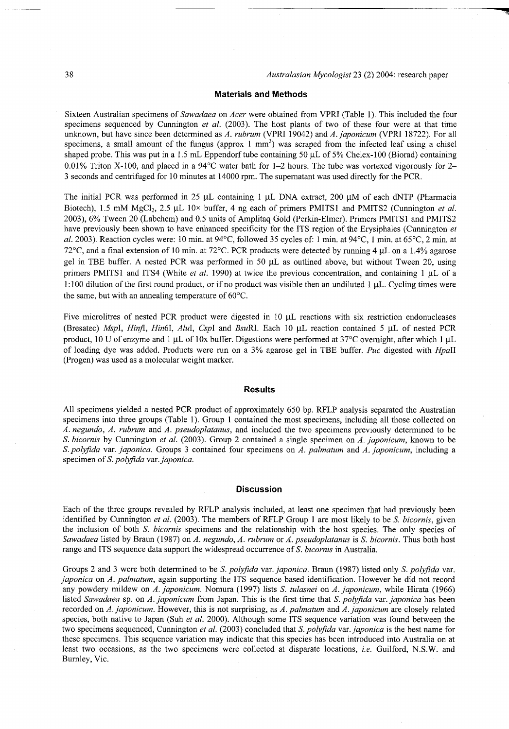## Materials and Methods

Sixteen Australian specimens of *Sawadaea* on *Acer* were obtained from VPRI (Table 1). This included the four specimens sequenced by Cunnington *et al.* (2003). The host plants of two of these four were at that time unknown, but have since been determined as *A. rubrum* (VPRI 19042) and *A. japonicum* (VPRI 18722). For all specimens, a small amount of the fungus (approx 1 $mm^3$) was scraped from the infected leaf using a chisel shaped probe. This was put in a 1.5 mL Eppendorf tube containing 50 µL of 5% Chelex-100 (Biorad) containing 0.01% Triton X-100, and placed in a 94°C water bath for 1–2 hours. The tube was vortexed vigorously for 2–3 seconds and centrifuged for 10 minutes at 14000 rpm. The supernatant was used directly for the PCR.

The initial PCR was performed in 25 µL containing 1 µL DNA extract, 200 µM of each dNTP (Pharmacia Biotech), 1.5 mM $MgCl_2$, 2.5 µL 10× buffer, 4 ng each of primers PMITS1 and PMITS2 (Cunnington *et al.* 2003), 6% Tween 20 (Labchem) and 0.5 units of Amplitaq Gold (Perkin-Elmer). Primers PMITS1 and PMITS2 have previously been shown to have enhanced specificity for the ITS region of the Erysiphales (Cunnington *et al.* 2003). Reaction cycles were: 10 min. at 94°C, followed 35 cycles of: 1 min. at 94°C, 1 min. at 65°C, 2 min. at 72°C, and a final extension of 10 min. at 72°C. PCR products were detected by running 4 µL on a 1.4% agarose gel in TBE buffer. A nested PCR was performed in 50 µL as outlined above, but without Tween 20, using primers PMITS1 and ITS4 (White *et al.* 1990) at twice the previous concentration, and containing 1 µL of a 1:100 dilution of the first round product, or if no product was visible then an undiluted 1 µL. Cycling times were the same, but with an annealing temperature of 60°C.

Five microlitres of nested PCR product were digested in 10 µL reactions with six restriction endonucleases (Bresatec) *Msp*I, *Hinf*I, *Hin*6I, *Alu*I, *Csp*I and *Bsu*RI. Each 10 µL reaction contained 5 µL of nested PCR product, 10 U of enzyme and 1 µL of 10x buffer. Digestions were performed at 37°C overnight, after which 1 µL of loading dye was added. Products were run on a 3% agarose gel in TBE buffer. *Puc* digested with *Hpa*II (Progen) was used as a molecular weight marker.

## Results

All specimens yielded a nested PCR product of approximately 650 bp. RFLP analysis separated the Australian specimens into three groups (Table 1). Group 1 contained the most specimens, including all those collected on *A. negundo*, *A. rubrum* and *A. pseudoplatanus*, and included the two specimens previously determined to be *S. bicornis* by Cunnington *et al.* (2003). Group 2 contained a single specimen on *A. japonicum*, known to be *S. polyfida* var. *japonica*. Groups 3 contained four specimens on *A. palmatum* and *A. japonicum*, including a specimen of *S. polyfida* var. *japonica*.

## Discussion

Each of the three groups revealed by RFLP analysis included, at least one specimen that had previously been identified by Cunnington *et al.* (2003). The members of RFLP Group 1 are most likely to be *S. bicornis*, given the inclusion of both *S. bicornis* specimens and the relationship with the host species. The only species of *Sawadaea* listed by Braun (1987) on *A. negundo*, *A. rubrum* or *A. pseudoplatanus* is *S. bicornis*. Thus both host range and ITS sequence data support the widespread occurrence of *S. bicornis* in Australia.

Groups 2 and 3 were both determined to be *S. polyfida* var. *japonica*. Braun (1987) listed only *S. polyfida* var. *japonica* on *A. palmatum*, again supporting the ITS sequence based identification. However he did not record any powdery mildew on *A. japonicum*. Nomura (1997) lists *S. tulasnei* on *A. japonicum*, while Hirata (1966) listed *Sawadaea* sp. on *A. japonicum* from Japan. This is the first time that *S. polyfida* var. *japonica* has been recorded on *A. japonicum*. However, this is not surprising, as *A. palmatum* and *A. japonicum* are closely related species, both native to Japan (Suh *et al.* 2000). Although some ITS sequence variation was found between the two specimens sequenced, Cunnington *et al.* (2003) concluded that *S. polyfida* var. *japonica* is the best name for these specimens. This sequence variation may indicate that this species has been introduced into Australia on at least two occasions, as the two specimens were collected at disparate locations, *i.e.* Guilford, N.S.W. and Burnley, Vic.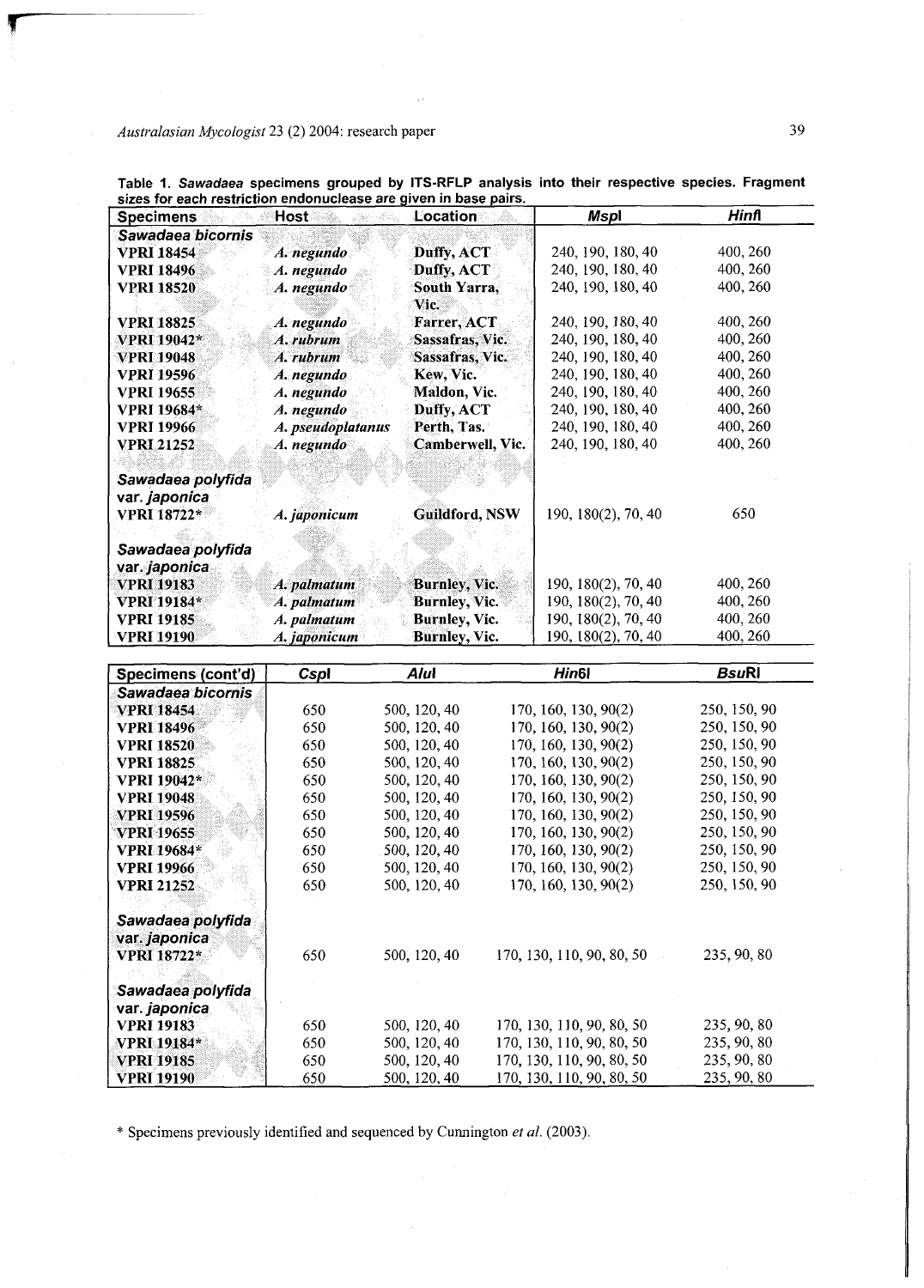**Table 1.** *Sawadaea* **specimens grouped by ITS-RFLP analysis into their respective species. Fragment sizes for each restriction endonuclease are given in base pairs.**

| Specimens | Host | Location | *Msp*I | *Hin*fI |
|---|---|---|---|---|
| ***Sawadaea bicornis*** | | | | |
| **VPRI 18454** | *A. negundo* | Duffy, ACT | 240, 190, 180, 40 | 400, 260 |
| **VPRI 18496** | *A. negundo* | Duffy, ACT | 240, 190, 180, 40 | 400, 260 |
| **VPRI 18520** | *A. negundo* | South Yarra, Vic. | 240, 190, 180, 40 | 400, 260 |
| **VPRI 18825** | *A. negundo* | Farrer, ACT | 240, 190, 180, 40 | 400, 260 |
| **VPRI 19042*** | *A. rubrum* | Sassafras, Vic. | 240, 190, 180, 40 | 400, 260 |
| **VPRI 19048** | *A. rubrum* | Sassafras, Vic. | 240, 190, 180, 40 | 400, 260 |
| **VPRI 19596** | *A. negundo* | Kew, Vic. | 240, 190, 180, 40 | 400, 260 |
| **VPRI 19655** | *A. negundo* | Maldon, Vic. | 240, 190, 180, 40 | 400, 260 |
| **VPRI 19684*** | *A. negundo* | Duffy, ACT | 240, 190, 180, 40 | 400, 260 |
| **VPRI 19966** | *A. pseudoplatanus* | Perth, Tas. | 240, 190, 180, 40 | 400, 260 |
| **VPRI 21252** | *A. negundo* | Camberwell, Vic. | 240, 190, 180, 40 | 400, 260 |
| ***Sawadaea polyfida* var. *japonica*** | | | | |
| **VPRI 18722*** | *A. japonicum* | Guildford, NSW | 190, 180(2), 70, 40 | 650 |
| ***Sawadaea polyfida* var. *japonica*** | | | | |
| **VPRI 19183** | *A. palmatum* | Burnley, Vic. | 190, 180(2), 70, 40 | 400, 260 |
| **VPRI 19184*** | *A. palmatum* | Burnley, Vic. | 190, 180(2), 70, 40 | 400, 260 |
| **VPRI 19185** | *A. palmatum* | Burnley, Vic. | 190, 180(2), 70, 40 | 400, 260 |
| **VPRI 19190** | *A. japonicum* | Burnley, Vic. | 190, 180(2), 70, 40 | 400, 260 |

| Specimens (cont'd) | *Csp*I | *Alu*I | *Hin*6I | *Bsu*RI |
|---|---|---|---|---|
| ***Sawadaea bicornis*** | | | | |
| **VPRI 18454** | 650 | 500, 120, 40 | 170, 160, 130, 90(2) | 250, 150, 90 |
| **VPRI 18496** | 650 | 500, 120, 40 | 170, 160, 130, 90(2) | 250, 150, 90 |
| **VPRI 18520** | 650 | 500, 120, 40 | 170, 160, 130, 90(2) | 250, 150, 90 |
| **VPRI 18825** | 650 | 500, 120, 40 | 170, 160, 130, 90(2) | 250, 150, 90 |
| **VPRI 19042*** | 650 | 500, 120, 40 | 170, 160, 130, 90(2) | 250, 150, 90 |
| **VPRI 19048** | 650 | 500, 120, 40 | 170, 160, 130, 90(2) | 250, 150, 90 |
| **VPRI 19596** | 650 | 500, 120, 40 | 170, 160, 130, 90(2) | 250, 150, 90 |
| **VPRI 19655** | 650 | 500, 120, 40 | 170, 160, 130, 90(2) | 250, 150, 90 |
| **VPRI 19684*** | 650 | 500, 120, 40 | 170, 160, 130, 90(2) | 250, 150, 90 |
| **VPRI 19966** | 650 | 500, 120, 40 | 170, 160, 130, 90(2) | 250, 150, 90 |
| **VPRI 21252** | 650 | 500, 120, 40 | 170, 160, 130, 90(2) | 250, 150, 90 |
| ***Sawadaea polyfida* var. *japonica*** | | | | |
| **VPRI 18722*** | 650 | 500, 120, 40 | 170, 130, 110, 90, 80, 50 | 235, 90, 80 |
| ***Sawadaea polyfida* var. *japonica*** | | | | |
| **VPRI 19183** | 650 | 500, 120, 40 | 170, 130, 110, 90, 80, 50 | 235, 90, 80 |
| **VPRI 19184*** | 650 | 500, 120, 40 | 170, 130, 110, 90, 80, 50 | 235, 90, 80 |
| **VPRI 19185** | 650 | 500, 120, 40 | 170, 130, 110, 90, 80, 50 | 235, 90, 80 |
| **VPRI 19190** | 650 | 500, 120, 40 | 170, 130, 110, 90, 80, 50 | 235, 90, 80 |

* Specimens previously identified and sequenced by Cunnington *et al.* (2003).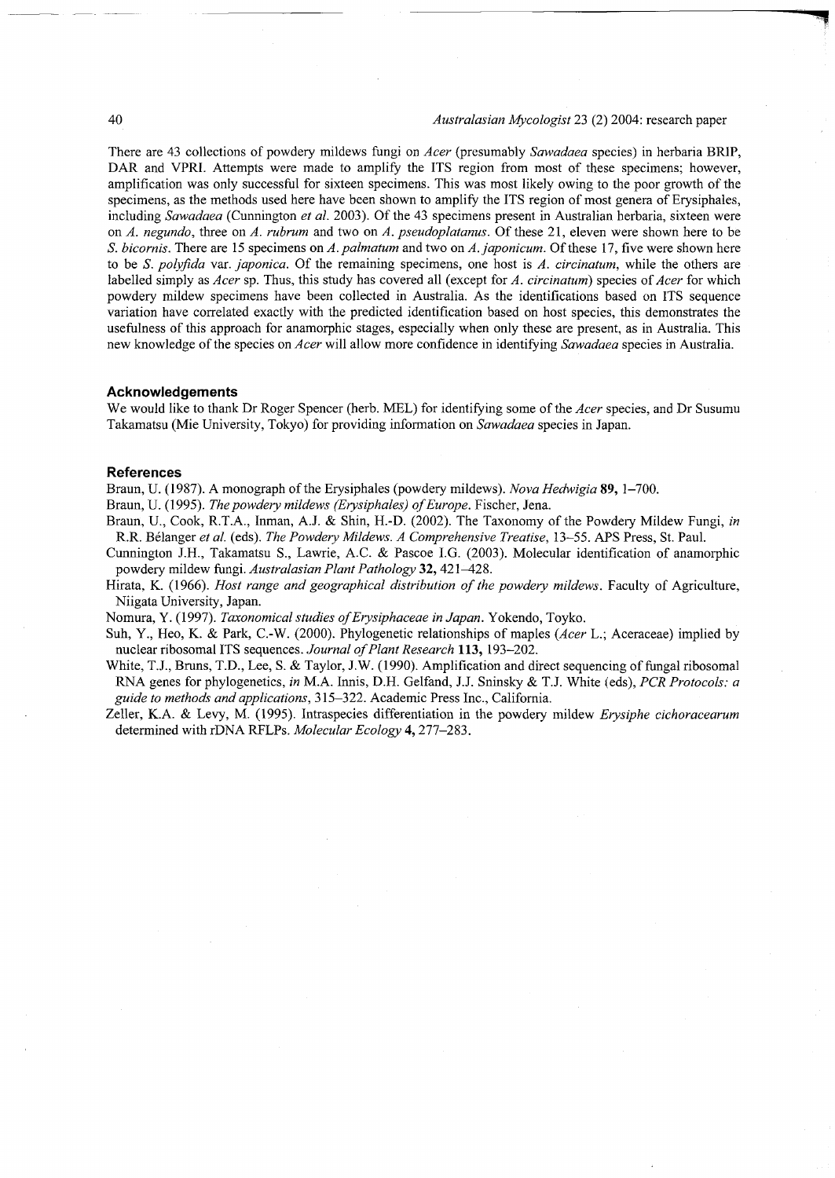There are 43 collections of powdery mildews fungi on *Acer* (presumably *Sawadaea* species) in herbaria BRIP, DAR and VPRI. Attempts were made to amplify the ITS region from most of these specimens; however, amplification was only successful for sixteen specimens. This was most likely owing to the poor growth of the specimens, as the methods used here have been shown to amplify the ITS region of most genera of Erysiphales, including *Sawadaea* (Cunnington *et al.* 2003). Of the 43 specimens present in Australian herbaria, sixteen were on *A. negundo*, three on *A. rubrum* and two on *A. pseudoplatanus*. Of these 21, eleven were shown here to be *S. bicornis*. There are 15 specimens on *A. palmatum* and two on *A. japonicum*. Of these 17, five were shown here to be *S. polyfida* var. *japonica*. Of the remaining specimens, one host is *A. circinatum*, while the others are labelled simply as *Acer* sp. Thus, this study has covered all (except for *A. circinatum*) species of *Acer* for which powdery mildew specimens have been collected in Australia. As the identifications based on ITS sequence variation have correlated exactly with the predicted identification based on host species, this demonstrates the usefulness of this approach for anamorphic stages, especially when only these are present, as in Australia. This new knowledge of the species on *Acer* will allow more confidence in identifying *Sawadaea* species in Australia.

## Acknowledgements

We would like to thank Dr Roger Spencer (herb. MEL) for identifying some of the *Acer* species, and Dr Susumu Takamatsu (Mie University, Tokyo) for providing information on *Sawadaea* species in Japan.

## References

Braun, U. (1987). A monograph of the Erysiphales (powdery mildews). *Nova Hedwigia* **89,** 1–700.

Braun, U. (1995). *The powdery mildews (Erysiphales) of Europe*. Fischer, Jena.

Braun, U., Cook, R.T.A., Inman, A.J. & Shin, H.-D. (2002). The Taxonomy of the Powdery Mildew Fungi, *in* R.R. Bélanger *et al.* (eds). *The Powdery Mildews. A Comprehensive Treatise*, 13–55. APS Press, St. Paul.

Cunnington J.H., Takamatsu S., Lawrie, A.C. & Pascoe I.G. (2003). Molecular identification of anamorphic powdery mildew fungi. *Australasian Plant Pathology* **32,** 421–428.

Hirata, K. (1966). *Host range and geographical distribution of the powdery mildews*. Faculty of Agriculture, Niigata University, Japan.

Nomura, Y. (1997). *Taxonomical studies of Erysiphaceae in Japan*. Yokendo, Toyko.

Suh, Y., Heo, K. & Park, C.-W. (2000). Phylogenetic relationships of maples (*Acer* L.; Aceraceae) implied by nuclear ribosomal ITS sequences. *Journal of Plant Research* **113,** 193–202.

White, T.J., Bruns, T.D., Lee, S. & Taylor, J.W. (1990). Amplification and direct sequencing of fungal ribosomal RNA genes for phylogenetics, *in* M.A. Innis, D.H. Gelfand, J.J. Sninsky & T.J. White (eds), *PCR Protocols: a guide to methods and applications*, 315–322. Academic Press Inc., California.

Zeller, K.A. & Levy, M. (1995). Intraspecies differentiation in the powdery mildew *Erysiphe cichoracearum* determined with rDNA RFLPs. *Molecular Ecology* **4,** 277–283.